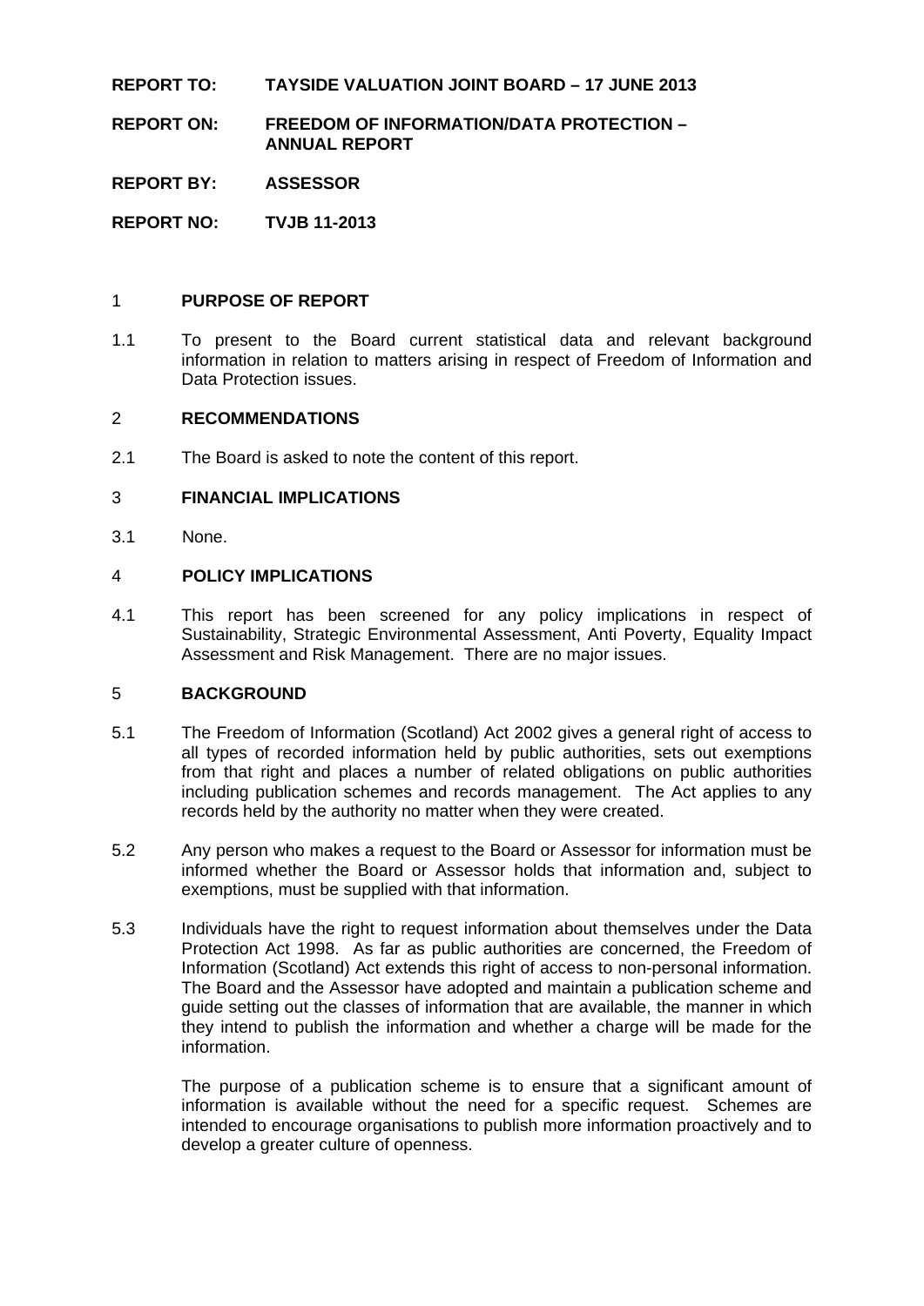**REPORT TO:** **TAYSIDE VALUATION JOINT BOARD – 17 JUNE 2013**

**REPORT ON:** **FREEDOM OF INFORMATION/DATA PROTECTION – ANNUAL REPORT**

**REPORT BY:** **ASSESSOR**

**REPORT NO:** **TVJB 11-2013**

## 1 PURPOSE OF REPORT

1.1 To present to the Board current statistical data and relevant background information in relation to matters arising in respect of Freedom of Information and Data Protection issues.

## 2 RECOMMENDATIONS

2.1 The Board is asked to note the content of this report.

## 3 FINANCIAL IMPLICATIONS

3.1 None.

## 4 POLICY IMPLICATIONS

4.1 This report has been screened for any policy implications in respect of Sustainability, Strategic Environmental Assessment, Anti Poverty, Equality Impact Assessment and Risk Management. There are no major issues.

## 5 BACKGROUND

5.1 The Freedom of Information (Scotland) Act 2002 gives a general right of access to all types of recorded information held by public authorities, sets out exemptions from that right and places a number of related obligations on public authorities including publication schemes and records management. The Act applies to any records held by the authority no matter when they were created.

5.2 Any person who makes a request to the Board or Assessor for information must be informed whether the Board or Assessor holds that information and, subject to exemptions, must be supplied with that information.

5.3 Individuals have the right to request information about themselves under the Data Protection Act 1998. As far as public authorities are concerned, the Freedom of Information (Scotland) Act extends this right of access to non-personal information. The Board and the Assessor have adopted and maintain a publication scheme and guide setting out the classes of information that are available, the manner in which they intend to publish the information and whether a charge will be made for the information.

The purpose of a publication scheme is to ensure that a significant amount of information is available without the need for a specific request. Schemes are intended to encourage organisations to publish more information proactively and to develop a greater culture of openness.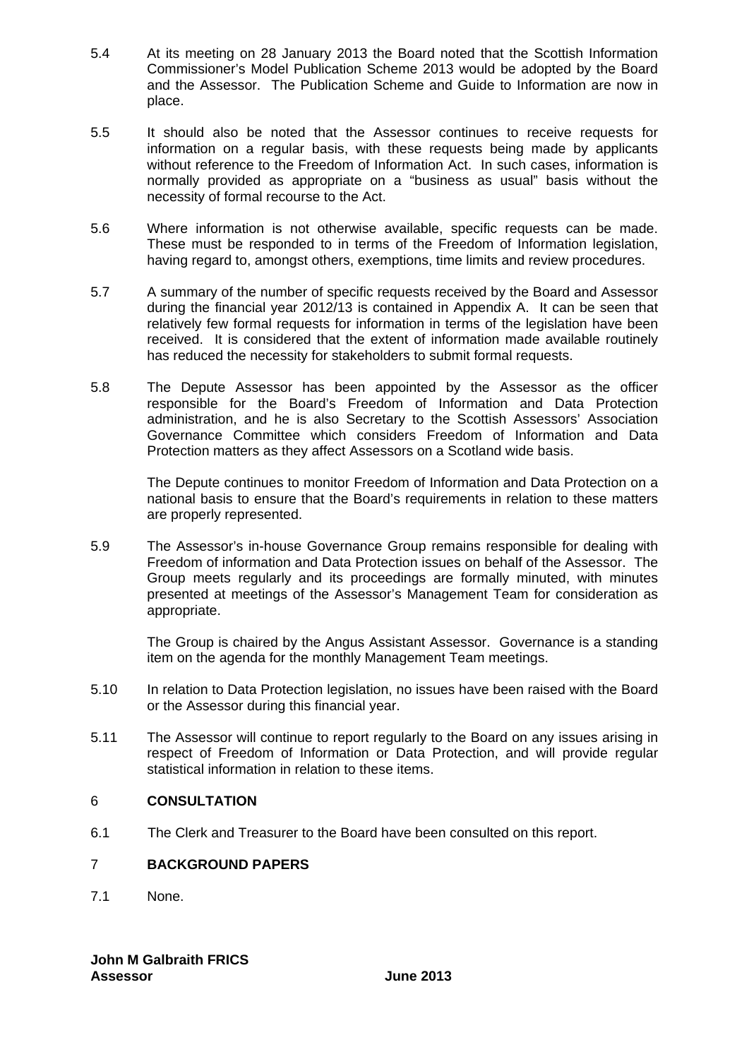5.4 At its meeting on 28 January 2013 the Board noted that the Scottish Information Commissioner's Model Publication Scheme 2013 would be adopted by the Board and the Assessor. The Publication Scheme and Guide to Information are now in place.

5.5 It should also be noted that the Assessor continues to receive requests for information on a regular basis, with these requests being made by applicants without reference to the Freedom of Information Act. In such cases, information is normally provided as appropriate on a "business as usual" basis without the necessity of formal recourse to the Act.

5.6 Where information is not otherwise available, specific requests can be made. These must be responded to in terms of the Freedom of Information legislation, having regard to, amongst others, exemptions, time limits and review procedures.

5.7 A summary of the number of specific requests received by the Board and Assessor during the financial year 2012/13 is contained in Appendix A. It can be seen that relatively few formal requests for information in terms of the legislation have been received. It is considered that the extent of information made available routinely has reduced the necessity for stakeholders to submit formal requests.

5.8 The Depute Assessor has been appointed by the Assessor as the officer responsible for the Board's Freedom of Information and Data Protection administration, and he is also Secretary to the Scottish Assessors' Association Governance Committee which considers Freedom of Information and Data Protection matters as they affect Assessors on a Scotland wide basis.

The Depute continues to monitor Freedom of Information and Data Protection on a national basis to ensure that the Board's requirements in relation to these matters are properly represented.

5.9 The Assessor's in-house Governance Group remains responsible for dealing with Freedom of information and Data Protection issues on behalf of the Assessor. The Group meets regularly and its proceedings are formally minuted, with minutes presented at meetings of the Assessor's Management Team for consideration as appropriate.

The Group is chaired by the Angus Assistant Assessor. Governance is a standing item on the agenda for the monthly Management Team meetings.

5.10 In relation to Data Protection legislation, no issues have been raised with the Board or the Assessor during this financial year.

5.11 The Assessor will continue to report regularly to the Board on any issues arising in respect of Freedom of Information or Data Protection, and will provide regular statistical information in relation to these items.

## 6 CONSULTATION

6.1 The Clerk and Treasurer to the Board have been consulted on this report.

## 7 BACKGROUND PAPERS

7.1 None.

**John M Galbraith FRICS**
**Assessor** **June 2013**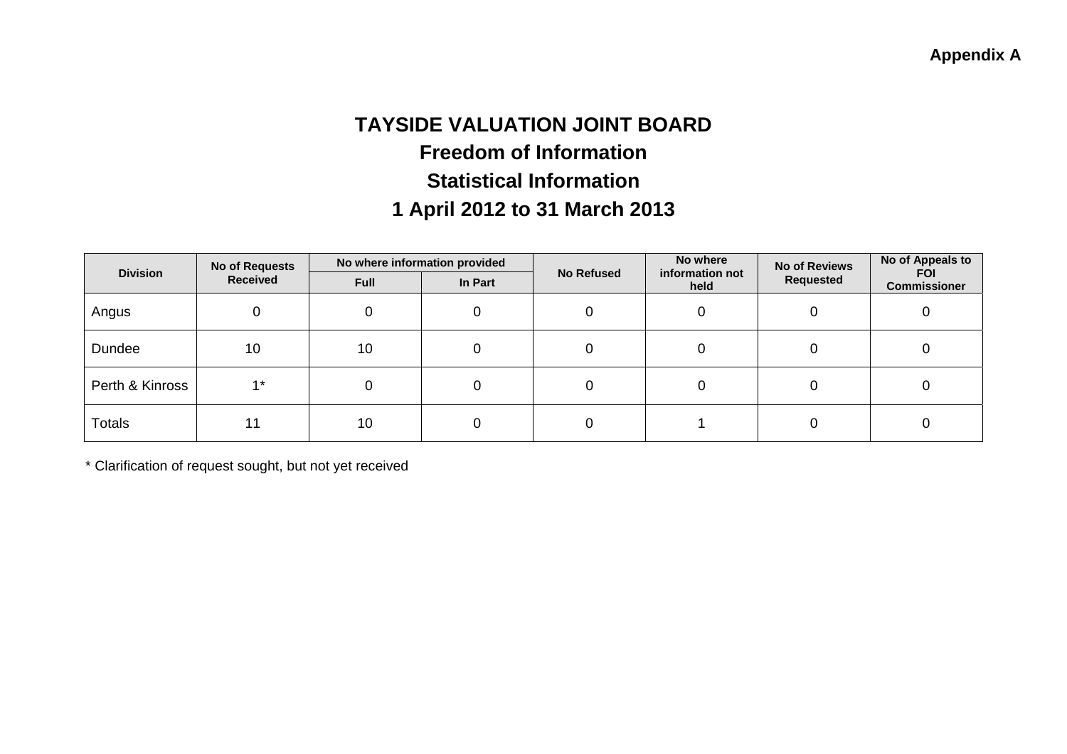Appendix A

# TAYSIDE VALUATION JOINT BOARD

## Freedom of Information

## Statistical Information

## 1 April 2012 to 31 March 2013

| Division | No of Requests Received | No where information provided | | No Refused | No where information not held | No of Reviews Requested | No of Appeals to FOI Commissioner |
|---|---|---|---|---|---|---|---|
| | | Full | In Part | | | | |
| Angus | 0 | 0 | 0 | 0 | 0 | 0 | 0 |
| Dundee | 10 | 10 | 0 | 0 | 0 | 0 | 0 |
| Perth & Kinross | 1* | 0 | 0 | 0 | 0 | 0 | 0 |
| Totals | 11 | 10 | 0 | 0 | 1 | 0 | 0 |

* Clarification of request sought, but not yet received